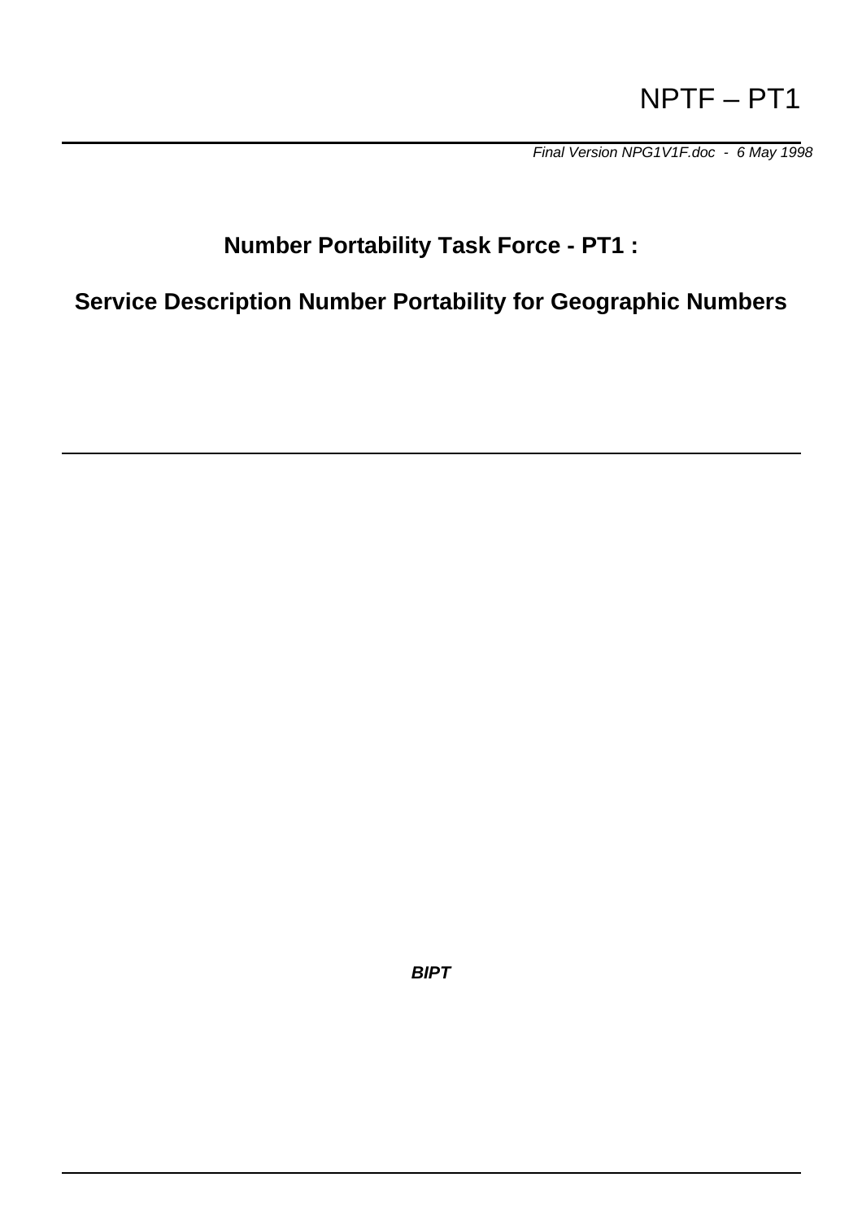NPTF – PT1

*Final Version NPG1V1F.doc - 6 May 1998*

# Number Portability Task Force - PT1 :

# Service Description Number Portability for Geographic Numbers

***BIPT***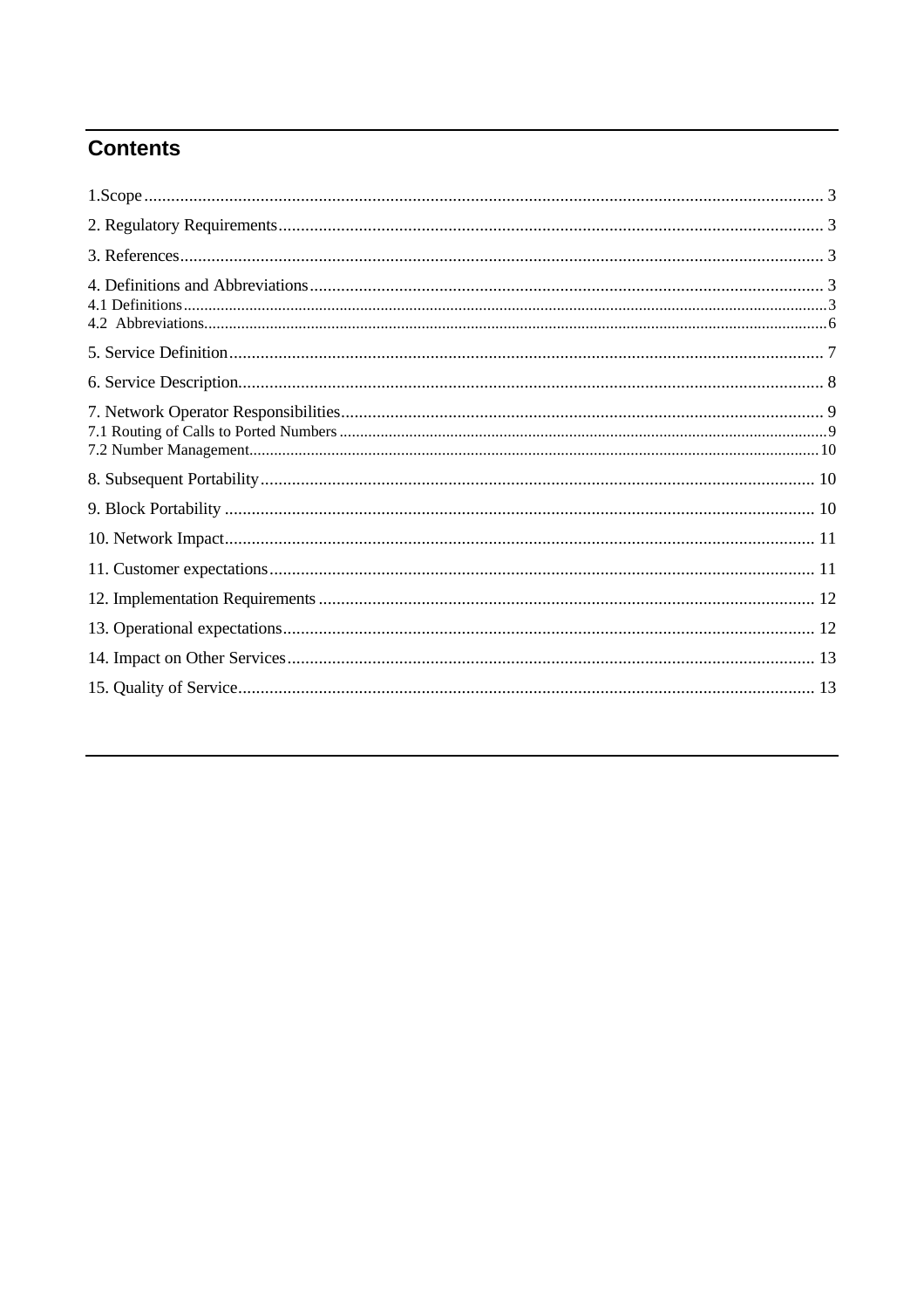## Contents

1.Scope ........................................................................................................................................ 3

2. Regulatory Requirements ......................................................................................................... 3

3. References ................................................................................................................................ 3

4. Definitions and Abbreviations .................................................................................................. 3

4.1 Definitions ................................................................................................................................ 3

4.2 Abbreviations ............................................................................................................................ 6

5. Service Definition ..................................................................................................................... 7

6. Service Description ................................................................................................................... 8

7. Network Operator Responsibilities ........................................................................................... 9

7.1 Routing of Calls to Ported Numbers ......................................................................................... 9

7.2 Number Management .............................................................................................................. 10

8. Subsequent Portability ............................................................................................................ 10

9. Block Portability ..................................................................................................................... 10

10. Network Impact ..................................................................................................................... 11

11. Customer expectations .......................................................................................................... 11

12. Implementation Requirements .............................................................................................. 12

13. Operational expectations ....................................................................................................... 12

14. Impact on Other Services ...................................................................................................... 13

15. Quality of Service .................................................................................................................. 13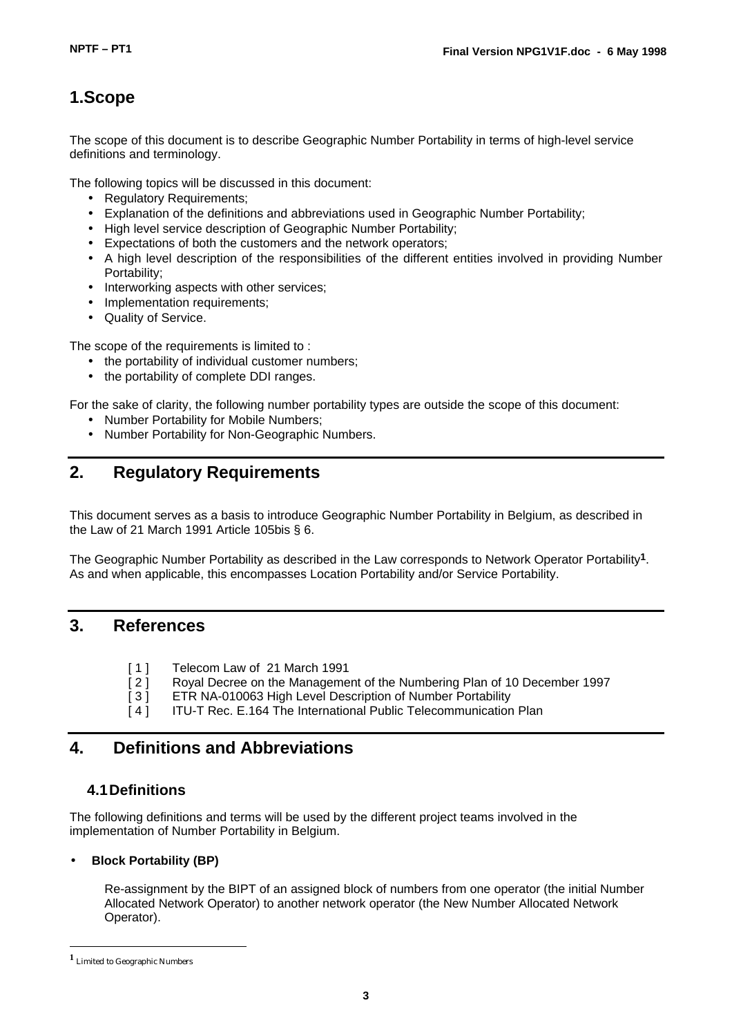# 1.Scope

The scope of this document is to describe Geographic Number Portability in terms of high-level service definitions and terminology.

The following topics will be discussed in this document:

- Regulatory Requirements;
- Explanation of the definitions and abbreviations used in Geographic Number Portability;
- High level service description of Geographic Number Portability;
- Expectations of both the customers and the network operators;
- A high level description of the responsibilities of the different entities involved in providing Number Portability;
- Interworking aspects with other services;
- Implementation requirements;
- Quality of Service.

The scope of the requirements is limited to :

- the portability of individual customer numbers;
- the portability of complete DDI ranges.

For the sake of clarity, the following number portability types are outside the scope of this document:

- Number Portability for Mobile Numbers;
- Number Portability for Non-Geographic Numbers.

# 2. Regulatory Requirements

This document serves as a basis to introduce Geographic Number Portability in Belgium, as described in the Law of 21 March 1991 Article 105bis § 6.

The Geographic Number Portability as described in the Law corresponds to Network Operator Portability[1]. As and when applicable, this encompasses Location Portability and/or Service Portability.

# 3. References

[ 1 ] Telecom Law of 21 March 1991
[ 2 ] Royal Decree on the Management of the Numbering Plan of 10 December 1997
[ 3 ] ETR NA-010063 High Level Description of Number Portability
[ 4 ] ITU-T Rec. E.164 The International Public Telecommunication Plan

# 4. Definitions and Abbreviations

## 4.1 Definitions

The following definitions and terms will be used by the different project teams involved in the implementation of Number Portability in Belgium.

- **Block Portability (BP)**

  Re-assignment by the BIPT of an assigned block of numbers from one operator (the initial Number Allocated Network Operator) to another network operator (the New Number Allocated Network Operator).

[1] Limited to Geographic Numbers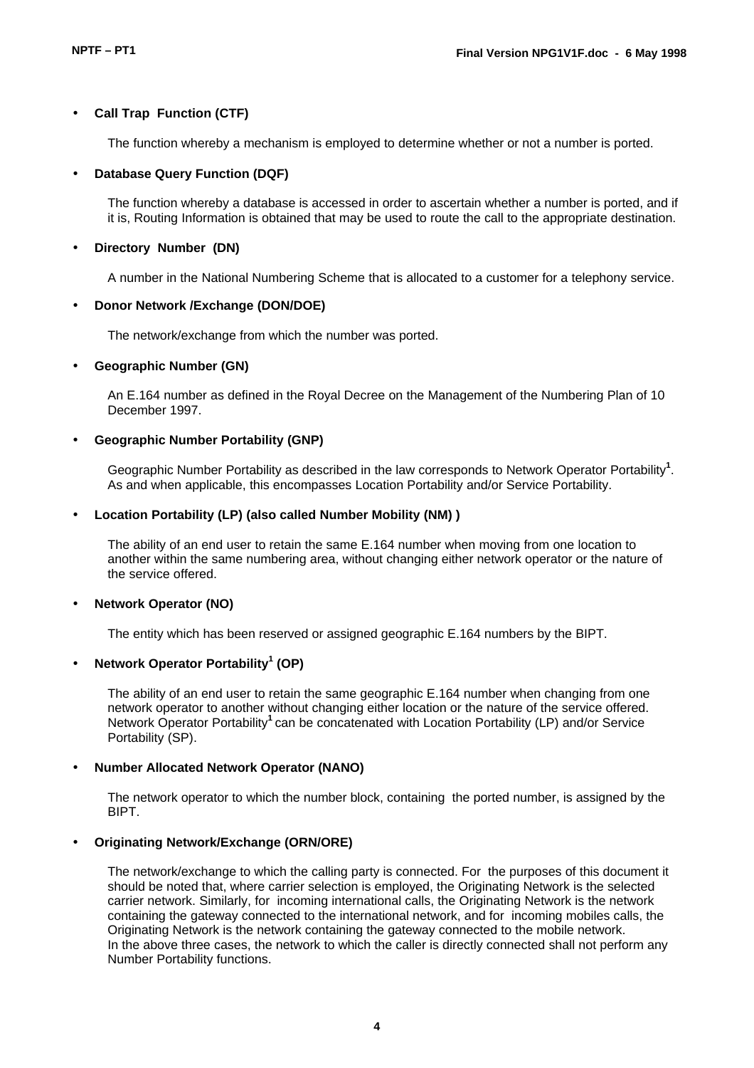- **Call Trap Function (CTF)**

  The function whereby a mechanism is employed to determine whether or not a number is ported.

- **Database Query Function (DQF)**

  The function whereby a database is accessed in order to ascertain whether a number is ported, and if it is, Routing Information is obtained that may be used to route the call to the appropriate destination.

- **Directory Number (DN)**

  A number in the National Numbering Scheme that is allocated to a customer for a telephony service.

- **Donor Network /Exchange (DON/DOE)**

  The network/exchange from which the number was ported.

- **Geographic Number (GN)**

  An E.164 number as defined in the Royal Decree on the Management of the Numbering Plan of 10 December 1997.

- **Geographic Number Portability (GNP)**

  Geographic Number Portability as described in the law corresponds to Network Operator Portability[1]. As and when applicable, this encompasses Location Portability and/or Service Portability.

- **Location Portability (LP) (also called Number Mobility (NM) )**

  The ability of an end user to retain the same E.164 number when moving from one location to another within the same numbering area, without changing either network operator or the nature of the service offered.

- **Network Operator (NO)**

  The entity which has been reserved or assigned geographic E.164 numbers by the BIPT.

- **Network Operator Portability[1] (OP)**

  The ability of an end user to retain the same geographic E.164 number when changing from one network operator to another without changing either location or the nature of the service offered. Network Operator Portability[1] can be concatenated with Location Portability (LP) and/or Service Portability (SP).

- **Number Allocated Network Operator (NANO)**

  The network operator to which the number block, containing the ported number, is assigned by the BIPT.

- **Originating Network/Exchange (ORN/ORE)**

  The network/exchange to which the calling party is connected. For the purposes of this document it should be noted that, where carrier selection is employed, the Originating Network is the selected carrier network. Similarly, for incoming international calls, the Originating Network is the network containing the gateway connected to the international network, and for incoming mobiles calls, the Originating Network is the network containing the gateway connected to the mobile network.
  In the above three cases, the network to which the caller is directly connected shall not perform any Number Portability functions.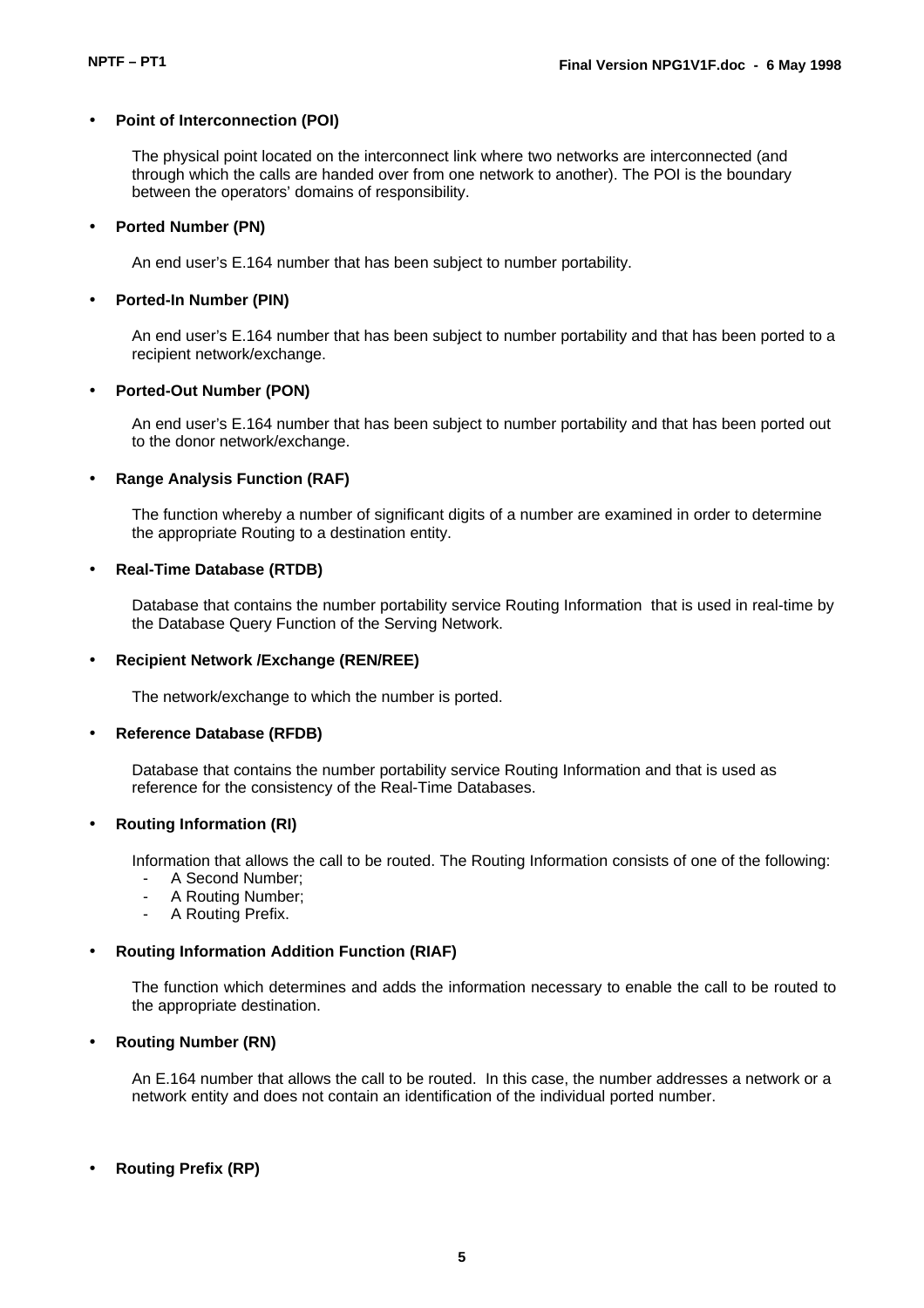- **Point of Interconnection (POI)**

  The physical point located on the interconnect link where two networks are interconnected (and through which the calls are handed over from one network to another). The POI is the boundary between the operators' domains of responsibility.

- **Ported Number (PN)**

  An end user's E.164 number that has been subject to number portability.

- **Ported-In Number (PIN)**

  An end user's E.164 number that has been subject to number portability and that has been ported to a recipient network/exchange.

- **Ported-Out Number (PON)**

  An end user's E.164 number that has been subject to number portability and that has been ported out to the donor network/exchange.

- **Range Analysis Function (RAF)**

  The function whereby a number of significant digits of a number are examined in order to determine the appropriate Routing to a destination entity.

- **Real-Time Database (RTDB)**

  Database that contains the number portability service Routing Information that is used in real-time by the Database Query Function of the Serving Network.

- **Recipient Network /Exchange (REN/REE)**

  The network/exchange to which the number is ported.

- **Reference Database (RFDB)**

  Database that contains the number portability service Routing Information and that is used as reference for the consistency of the Real-Time Databases.

- **Routing Information (RI)**

  Information that allows the call to be routed. The Routing Information consists of one of the following:
  - A Second Number;
  - A Routing Number;
  - A Routing Prefix.

- **Routing Information Addition Function (RIAF)**

  The function which determines and adds the information necessary to enable the call to be routed to the appropriate destination.

- **Routing Number (RN)**

  An E.164 number that allows the call to be routed. In this case, the number addresses a network or a network entity and does not contain an identification of the individual ported number.

- **Routing Prefix (RP)**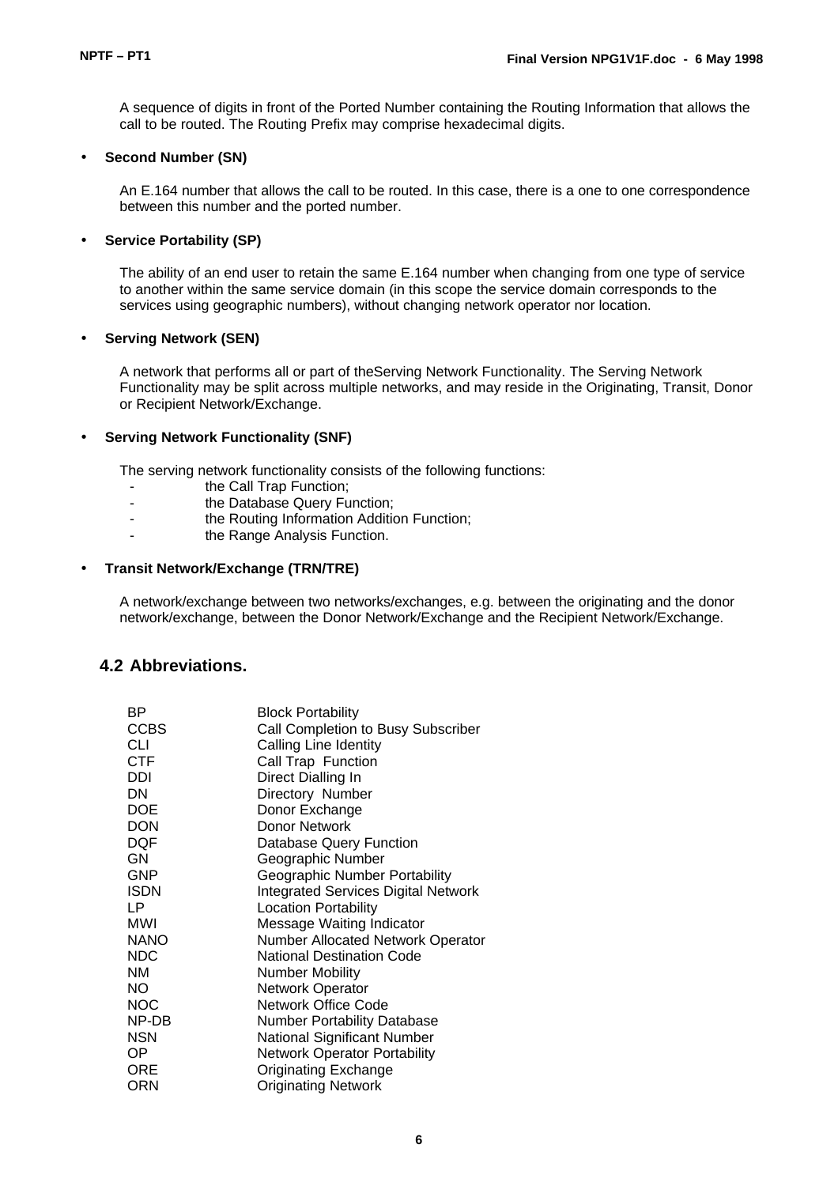A sequence of digits in front of the Ported Number containing the Routing Information that allows the call to be routed. The Routing Prefix may comprise hexadecimal digits.

- **Second Number (SN)**

  An E.164 number that allows the call to be routed. In this case, there is a one to one correspondence between this number and the ported number.

- **Service Portability (SP)**

  The ability of an end user to retain the same E.164 number when changing from one type of service to another within the same service domain (in this scope the service domain corresponds to the services using geographic numbers), without changing network operator nor location.

- **Serving Network (SEN)**

  A network that performs all or part of theServing Network Functionality. The Serving Network Functionality may be split across multiple networks, and may reside in the Originating, Transit, Donor or Recipient Network/Exchange.

- **Serving Network Functionality (SNF)**

  The serving network functionality consists of the following functions:
  - the Call Trap Function;
  - the Database Query Function;
  - the Routing Information Addition Function;
  - the Range Analysis Function.

- **Transit Network/Exchange (TRN/TRE)**

  A network/exchange between two networks/exchanges, e.g. between the originating and the donor network/exchange, between the Donor Network/Exchange and the Recipient Network/Exchange.

## 4.2 Abbreviations.

| | |
|---|---|
| BP | Block Portability |
| CCBS | Call Completion to Busy Subscriber |
| CLI | Calling Line Identity |
| CTF | Call Trap Function |
| DDI | Direct Dialling In |
| DN | Directory Number |
| DOE | Donor Exchange |
| DON | Donor Network |
| DQF | Database Query Function |
| GN | Geographic Number |
| GNP | Geographic Number Portability |
| ISDN | Integrated Services Digital Network |
| LP | Location Portability |
| MWI | Message Waiting Indicator |
| NANO | Number Allocated Network Operator |
| NDC | National Destination Code |
| NM | Number Mobility |
| NO | Network Operator |
| NOC | Network Office Code |
| NP-DB | Number Portability Database |
| NSN | National Significant Number |
| OP | Network Operator Portability |
| ORE | Originating Exchange |
| ORN | Originating Network |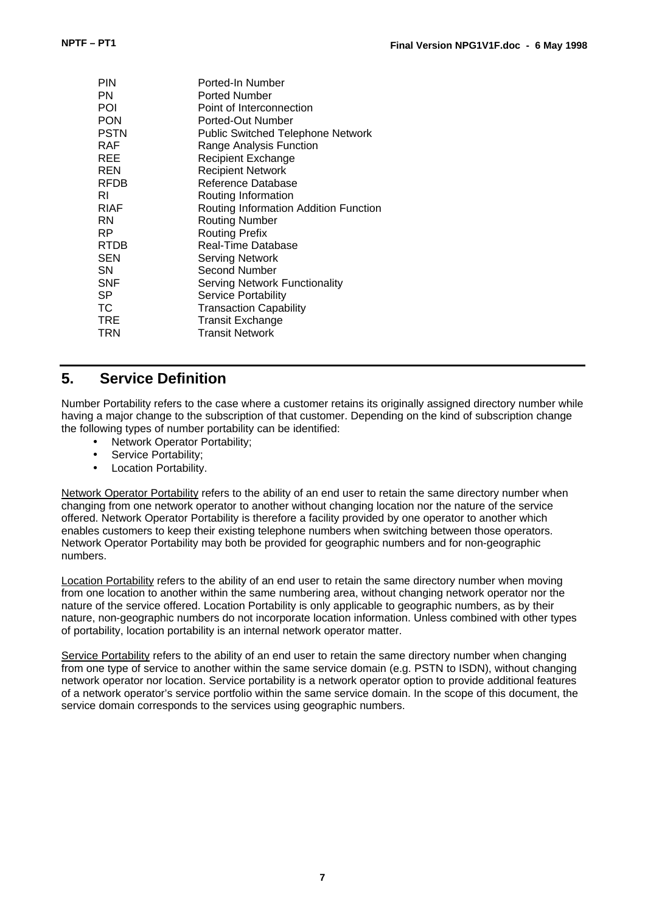| | |
|---|---|
| PIN | Ported-In Number |
| PN | Ported Number |
| POI | Point of Interconnection |
| PON | Ported-Out Number |
| PSTN | Public Switched Telephone Network |
| RAF | Range Analysis Function |
| REE | Recipient Exchange |
| REN | Recipient Network |
| RFDB | Reference Database |
| RI | Routing Information |
| RIAF | Routing Information Addition Function |
| RN | Routing Number |
| RP | Routing Prefix |
| RTDB | Real-Time Database |
| SEN | Serving Network |
| SN | Second Number |
| SNF | Serving Network Functionality |
| SP | Service Portability |
| TC | Transaction Capability |
| TRE | Transit Exchange |
| TRN | Transit Network |

## 5. Service Definition

Number Portability refers to the case where a customer retains its originally assigned directory number while having a major change to the subscription of that customer. Depending on the kind of subscription change the following types of number portability can be identified:

- Network Operator Portability;
- Service Portability;
- Location Portability.

Network Operator Portability refers to the ability of an end user to retain the same directory number when changing from one network operator to another without changing location nor the nature of the service offered. Network Operator Portability is therefore a facility provided by one operator to another which enables customers to keep their existing telephone numbers when switching between those operators. Network Operator Portability may both be provided for geographic numbers and for non-geographic numbers.

Location Portability refers to the ability of an end user to retain the same directory number when moving from one location to another within the same numbering area, without changing network operator nor the nature of the service offered. Location Portability is only applicable to geographic numbers, as by their nature, non-geographic numbers do not incorporate location information. Unless combined with other types of portability, location portability is an internal network operator matter.

Service Portability refers to the ability of an end user to retain the same directory number when changing from one type of service to another within the same service domain (e.g. PSTN to ISDN), without changing network operator nor location. Service portability is a network operator option to provide additional features of a network operator's service portfolio within the same service domain. In the scope of this document, the service domain corresponds to the services using geographic numbers.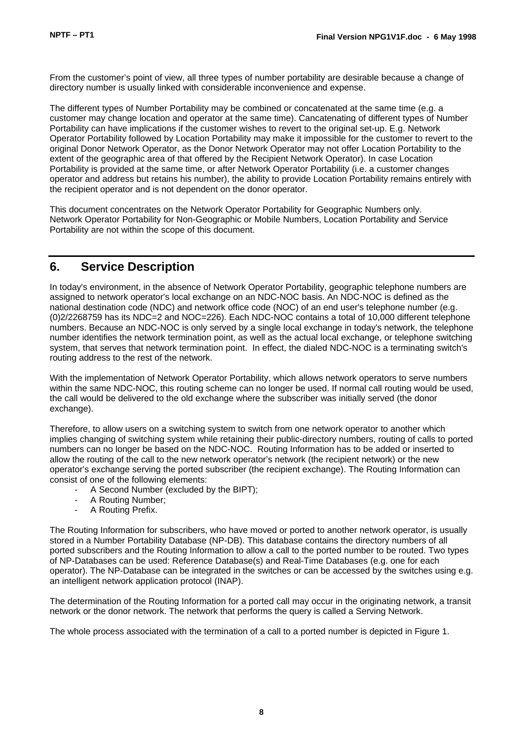From the customer's point of view, all three types of number portability are desirable because a change of directory number is usually linked with considerable inconvenience and expense.

The different types of Number Portability may be combined or concatenated at the same time (e.g. a customer may change location and operator at the same time). Cancatenating of different types of Number Portability can have implications if the customer wishes to revert to the original set-up. E.g. Network Operator Portability followed by Location Portability may make it impossible for the customer to revert to the original Donor Network Operator, as the Donor Network Operator may not offer Location Portability to the extent of the geographic area of that offered by the Recipient Network Operator). In case Location Portability is provided at the same time, or after Network Operator Portability (i.e. a customer changes operator and address but retains his number), the ability to provide Location Portability remains entirely with the recipient operator and is not dependent on the donor operator.

This document concentrates on the Network Operator Portability for Geographic Numbers only. Network Operator Portability for Non-Geographic or Mobile Numbers, Location Portability and Service Portability are not within the scope of this document.

## 6. Service Description

In today's environment, in the absence of Network Operator Portability, geographic telephone numbers are assigned to network operator's local exchange on an NDC-NOC basis. An NDC-NOC is defined as the national destination code (NDC) and network office code (NOC) of an end user's telephone number (e.g. (0)2/2268759 has its NDC=2 and NOC=226). Each NDC-NOC contains a total of 10,000 different telephone numbers. Because an NDC-NOC is only served by a single local exchange in today's network, the telephone number identifies the network termination point, as well as the actual local exchange, or telephone switching system, that serves that network termination point. In effect, the dialed NDC-NOC is a terminating switch's routing address to the rest of the network.

With the implementation of Network Operator Portability, which allows network operators to serve numbers within the same NDC-NOC, this routing scheme can no longer be used. If normal call routing would be used, the call would be delivered to the old exchange where the subscriber was initially served (the donor exchange).

Therefore, to allow users on a switching system to switch from one network operator to another which implies changing of switching system while retaining their public-directory numbers, routing of calls to ported numbers can no longer be based on the NDC-NOC. Routing Information has to be added or inserted to allow the routing of the call to the new network operator's network (the recipient network) or the new operator's exchange serving the ported subscriber (the recipient exchange). The Routing Information can consist of one of the following elements:

- A Second Number (excluded by the BIPT);
- A Routing Number;
- A Routing Prefix.

The Routing Information for subscribers, who have moved or ported to another network operator, is usually stored in a Number Portability Database (NP-DB). This database contains the directory numbers of all ported subscribers and the Routing Information to allow a call to the ported number to be routed. Two types of NP-Databases can be used: Reference Database(s) and Real-Time Databases (e.g. one for each operator). The NP-Database can be integrated in the switches or can be accessed by the switches using e.g. an intelligent network application protocol (INAP).

The determination of the Routing Information for a ported call may occur in the originating network, a transit network or the donor network. The network that performs the query is called a Serving Network.

The whole process associated with the termination of a call to a ported number is depicted in Figure 1.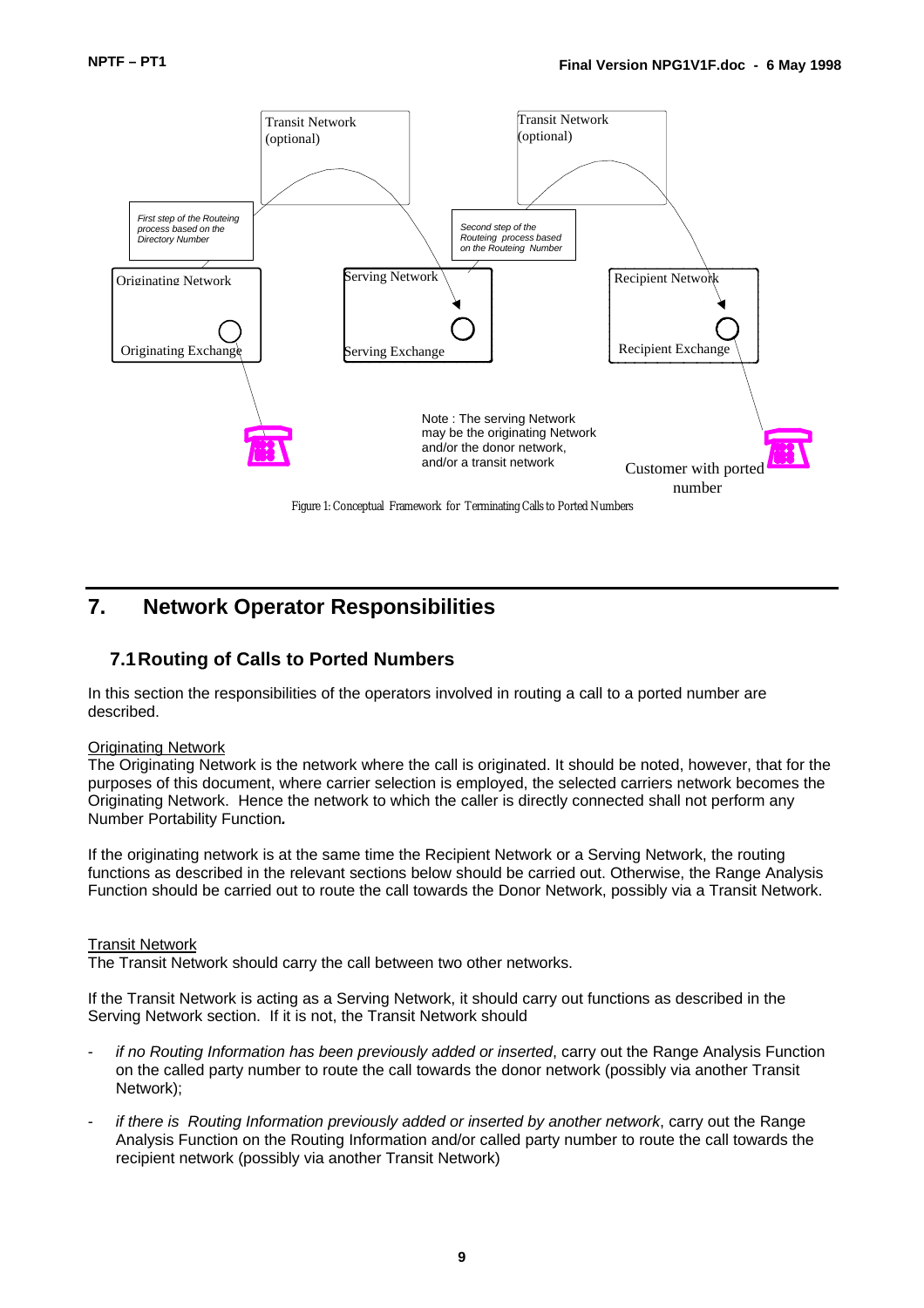Transit Network (optional)

Transit Network (optional)

*First step of the Routeing process based on the Directory Number*

*Second step of the Routeing process based on the Routeing Number*

Originating Network

Originating Exchange

Serving Network

Serving Exchange

Recipient Network

Recipient Exchange

Note : The serving Network may be the originating Network and/or the donor network, and/or a transit network

Customer with ported number

Figure 1: Conceptual Framework for Terminating Calls to Ported Numbers

# 7. Network Operator Responsibilities

## 7.1 Routing of Calls to Ported Numbers

In this section the responsibilities of the operators involved in routing a call to a ported number are described.

<u>Originating Network</u>
The Originating Network is the network where the call is originated. It should be noted, however, that for the purposes of this document, where carrier selection is employed, the selected carriers network becomes the Originating Network. Hence the network to which the caller is directly connected shall not perform any Number Portability Function**.**

If the originating network is at the same time the Recipient Network or a Serving Network, the routing functions as described in the relevant sections below should be carried out. Otherwise, the Range Analysis Function should be carried out to route the call towards the Donor Network, possibly via a Transit Network.

<u>Transit Network</u>
The Transit Network should carry the call between two other networks.

If the Transit Network is acting as a Serving Network, it should carry out functions as described in the Serving Network section. If it is not, the Transit Network should

- *if no Routing Information has been previously added or inserted*, carry out the Range Analysis Function on the called party number to route the call towards the donor network (possibly via another Transit Network);
- *if there is Routing Information previously added or inserted by another network*, carry out the Range Analysis Function on the Routing Information and/or called party number to route the call towards the recipient network (possibly via another Transit Network)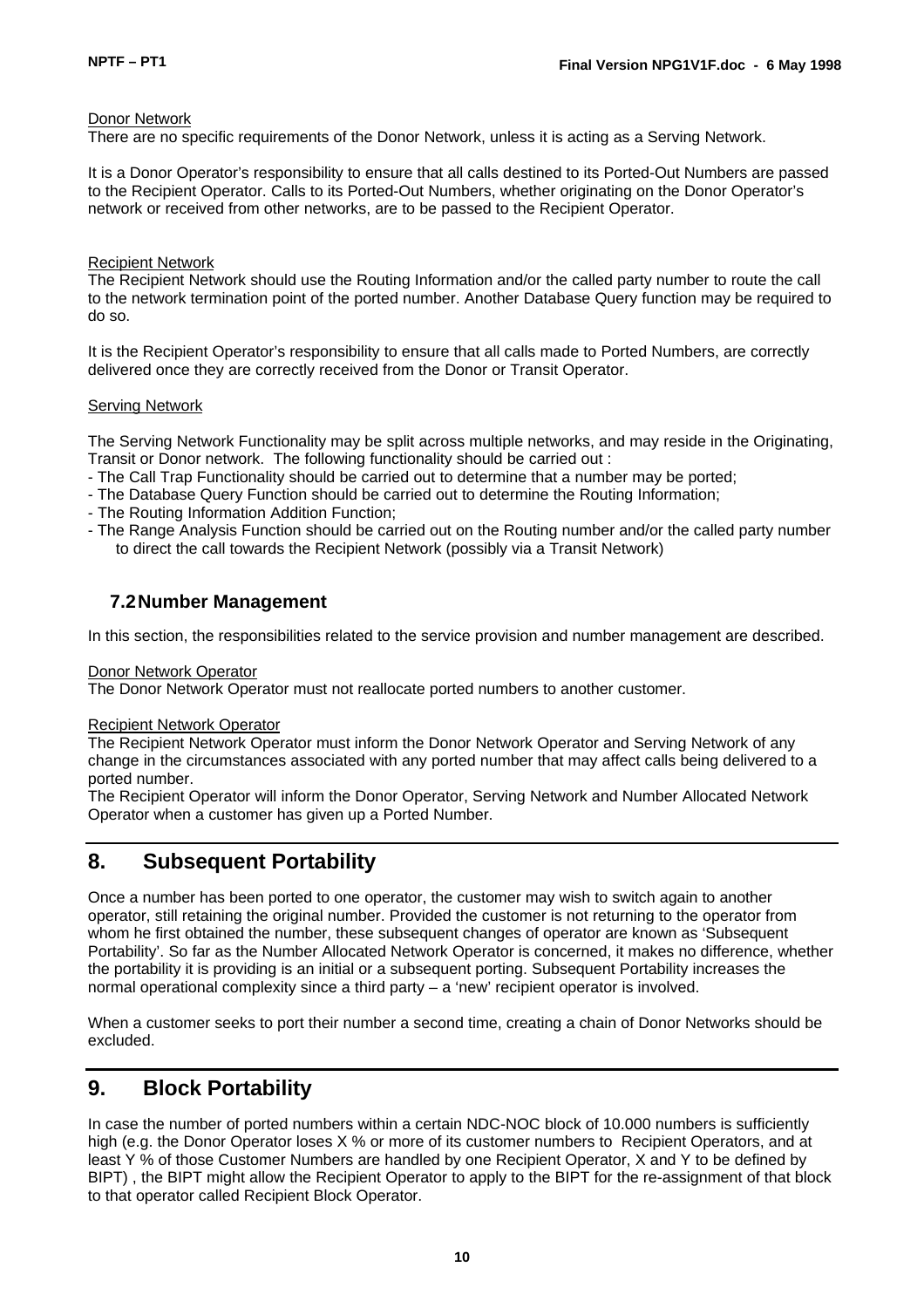Donor Network

There are no specific requirements of the Donor Network, unless it is acting as a Serving Network.

It is a Donor Operator's responsibility to ensure that all calls destined to its Ported-Out Numbers are passed to the Recipient Operator. Calls to its Ported-Out Numbers, whether originating on the Donor Operator's network or received from other networks, are to be passed to the Recipient Operator.

Recipient Network

The Recipient Network should use the Routing Information and/or the called party number to route the call to the network termination point of the ported number. Another Database Query function may be required to do so.

It is the Recipient Operator's responsibility to ensure that all calls made to Ported Numbers, are correctly delivered once they are correctly received from the Donor or Transit Operator.

Serving Network

The Serving Network Functionality may be split across multiple networks, and may reside in the Originating, Transit or Donor network. The following functionality should be carried out :

- The Call Trap Functionality should be carried out to determine that a number may be ported;
- The Database Query Function should be carried out to determine the Routing Information;
- The Routing Information Addition Function;
- The Range Analysis Function should be carried out on the Routing number and/or the called party number to direct the call towards the Recipient Network (possibly via a Transit Network)

### 7.2 Number Management

In this section, the responsibilities related to the service provision and number management are described.

Donor Network Operator

The Donor Network Operator must not reallocate ported numbers to another customer.

Recipient Network Operator

The Recipient Network Operator must inform the Donor Network Operator and Serving Network of any change in the circumstances associated with any ported number that may affect calls being delivered to a ported number.

The Recipient Operator will inform the Donor Operator, Serving Network and Number Allocated Network Operator when a customer has given up a Ported Number.

## 8. Subsequent Portability

Once a number has been ported to one operator, the customer may wish to switch again to another operator, still retaining the original number. Provided the customer is not returning to the operator from whom he first obtained the number, these subsequent changes of operator are known as 'Subsequent Portability'. So far as the Number Allocated Network Operator is concerned, it makes no difference, whether the portability it is providing is an initial or a subsequent porting. Subsequent Portability increases the normal operational complexity since a third party – a 'new' recipient operator is involved.

When a customer seeks to port their number a second time, creating a chain of Donor Networks should be excluded.

## 9. Block Portability

In case the number of ported numbers within a certain NDC-NOC block of 10.000 numbers is sufficiently high (e.g. the Donor Operator loses X % or more of its customer numbers to Recipient Operators, and at least Y % of those Customer Numbers are handled by one Recipient Operator, X and Y to be defined by BIPT) , the BIPT might allow the Recipient Operator to apply to the BIPT for the re-assignment of that block to that operator called Recipient Block Operator.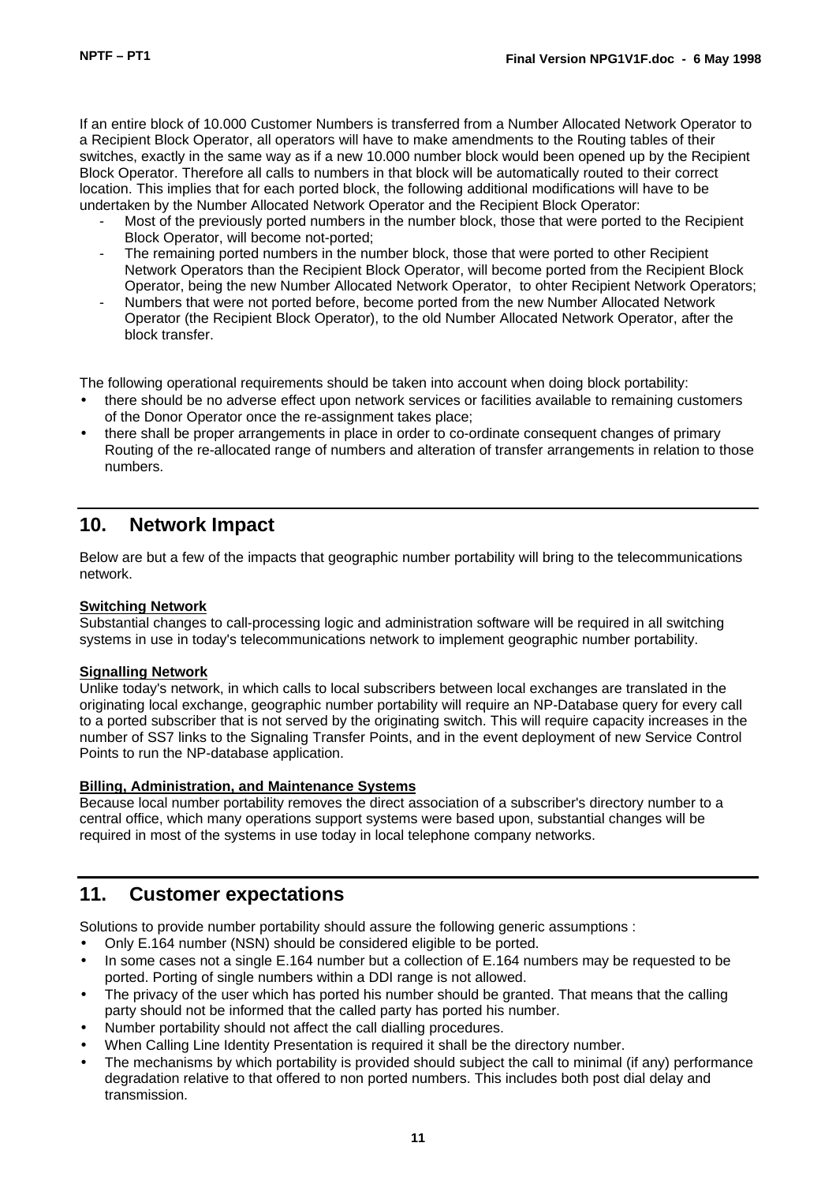If an entire block of 10.000 Customer Numbers is transferred from a Number Allocated Network Operator to a Recipient Block Operator, all operators will have to make amendments to the Routing tables of their switches, exactly in the same way as if a new 10.000 number block would been opened up by the Recipient Block Operator. Therefore all calls to numbers in that block will be automatically routed to their correct location. This implies that for each ported block, the following additional modifications will have to be undertaken by the Number Allocated Network Operator and the Recipient Block Operator:

- Most of the previously ported numbers in the number block, those that were ported to the Recipient Block Operator, will become not-ported;
- The remaining ported numbers in the number block, those that were ported to other Recipient Network Operators than the Recipient Block Operator, will become ported from the Recipient Block Operator, being the new Number Allocated Network Operator, to ohter Recipient Network Operators;
- Numbers that were not ported before, become ported from the new Number Allocated Network Operator (the Recipient Block Operator), to the old Number Allocated Network Operator, after the block transfer.

The following operational requirements should be taken into account when doing block portability:

- there should be no adverse effect upon network services or facilities available to remaining customers of the Donor Operator once the re-assignment takes place;
- there shall be proper arrangements in place in order to co-ordinate consequent changes of primary Routing of the re-allocated range of numbers and alteration of transfer arrangements in relation to those numbers.

## 10. Network Impact

Below are but a few of the impacts that geographic number portability will bring to the telecommunications network.

**Switching Network**
Substantial changes to call-processing logic and administration software will be required in all switching systems in use in today's telecommunications network to implement geographic number portability.

**Signalling Network**
Unlike today's network, in which calls to local subscribers between local exchanges are translated in the originating local exchange, geographic number portability will require an NP-Database query for every call to a ported subscriber that is not served by the originating switch. This will require capacity increases in the number of SS7 links to the Signaling Transfer Points, and in the event deployment of new Service Control Points to run the NP-database application.

**Billing, Administration, and Maintenance Systems**
Because local number portability removes the direct association of a subscriber's directory number to a central office, which many operations support systems were based upon, substantial changes will be required in most of the systems in use today in local telephone company networks.

## 11. Customer expectations

Solutions to provide number portability should assure the following generic assumptions :

- Only E.164 number (NSN) should be considered eligible to be ported.
- In some cases not a single E.164 number but a collection of E.164 numbers may be requested to be ported. Porting of single numbers within a DDI range is not allowed.
- The privacy of the user which has ported his number should be granted. That means that the calling party should not be informed that the called party has ported his number.
- Number portability should not affect the call dialling procedures.
- When Calling Line Identity Presentation is required it shall be the directory number.
- The mechanisms by which portability is provided should subject the call to minimal (if any) performance degradation relative to that offered to non ported numbers. This includes both post dial delay and transmission.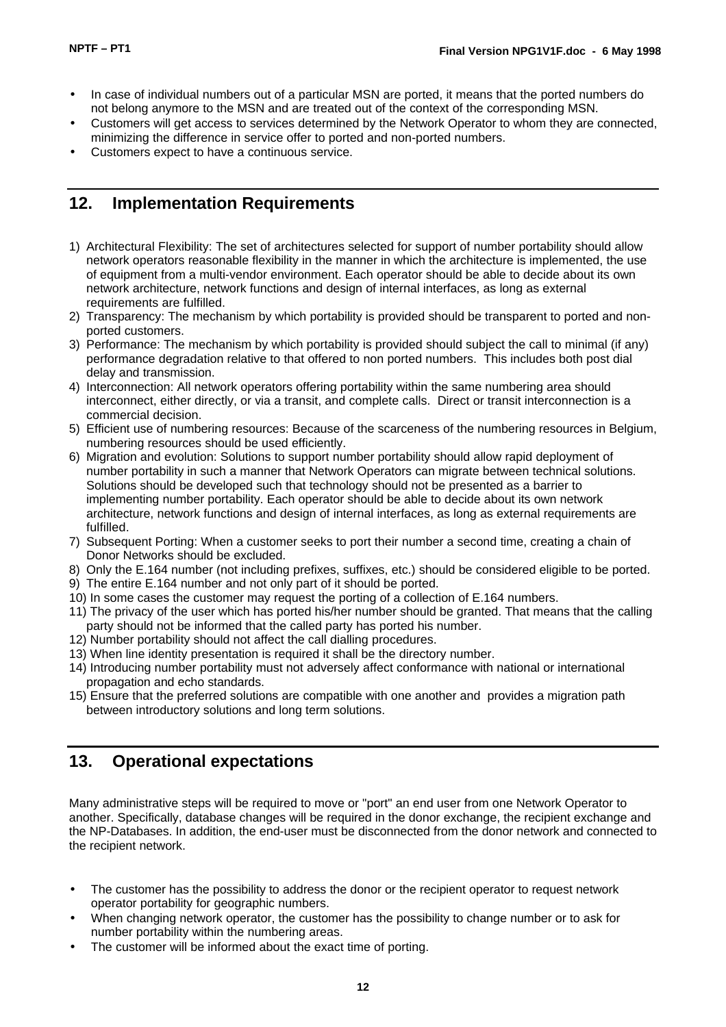- In case of individual numbers out of a particular MSN are ported, it means that the ported numbers do not belong anymore to the MSN and are treated out of the context of the corresponding MSN.
- Customers will get access to services determined by the Network Operator to whom they are connected, minimizing the difference in service offer to ported and non-ported numbers.
- Customers expect to have a continuous service.

## 12. Implementation Requirements

1) Architectural Flexibility: The set of architectures selected for support of number portability should allow network operators reasonable flexibility in the manner in which the architecture is implemented, the use of equipment from a multi-vendor environment. Each operator should be able to decide about its own network architecture, network functions and design of internal interfaces, as long as external requirements are fulfilled.
2) Transparency: The mechanism by which portability is provided should be transparent to ported and non-ported customers.
3) Performance: The mechanism by which portability is provided should subject the call to minimal (if any) performance degradation relative to that offered to non ported numbers. This includes both post dial delay and transmission.
4) Interconnection: All network operators offering portability within the same numbering area should interconnect, either directly, or via a transit, and complete calls. Direct or transit interconnection is a commercial decision.
5) Efficient use of numbering resources: Because of the scarceness of the numbering resources in Belgium, numbering resources should be used efficiently.
6) Migration and evolution: Solutions to support number portability should allow rapid deployment of number portability in such a manner that Network Operators can migrate between technical solutions. Solutions should be developed such that technology should not be presented as a barrier to implementing number portability. Each operator should be able to decide about its own network architecture, network functions and design of internal interfaces, as long as external requirements are fulfilled.
7) Subsequent Porting: When a customer seeks to port their number a second time, creating a chain of Donor Networks should be excluded.
8) Only the E.164 number (not including prefixes, suffixes, etc.) should be considered eligible to be ported.
9) The entire E.164 number and not only part of it should be ported.
10) In some cases the customer may request the porting of a collection of E.164 numbers.
11) The privacy of the user which has ported his/her number should be granted. That means that the calling party should not be informed that the called party has ported his number.
12) Number portability should not affect the call dialling procedures.
13) When line identity presentation is required it shall be the directory number.
14) Introducing number portability must not adversely affect conformance with national or international propagation and echo standards.
15) Ensure that the preferred solutions are compatible with one another and provides a migration path between introductory solutions and long term solutions.

## 13. Operational expectations

Many administrative steps will be required to move or "port" an end user from one Network Operator to another. Specifically, database changes will be required in the donor exchange, the recipient exchange and the NP-Databases. In addition, the end-user must be disconnected from the donor network and connected to the recipient network.

- The customer has the possibility to address the donor or the recipient operator to request network operator portability for geographic numbers.
- When changing network operator, the customer has the possibility to change number or to ask for number portability within the numbering areas.
- The customer will be informed about the exact time of porting.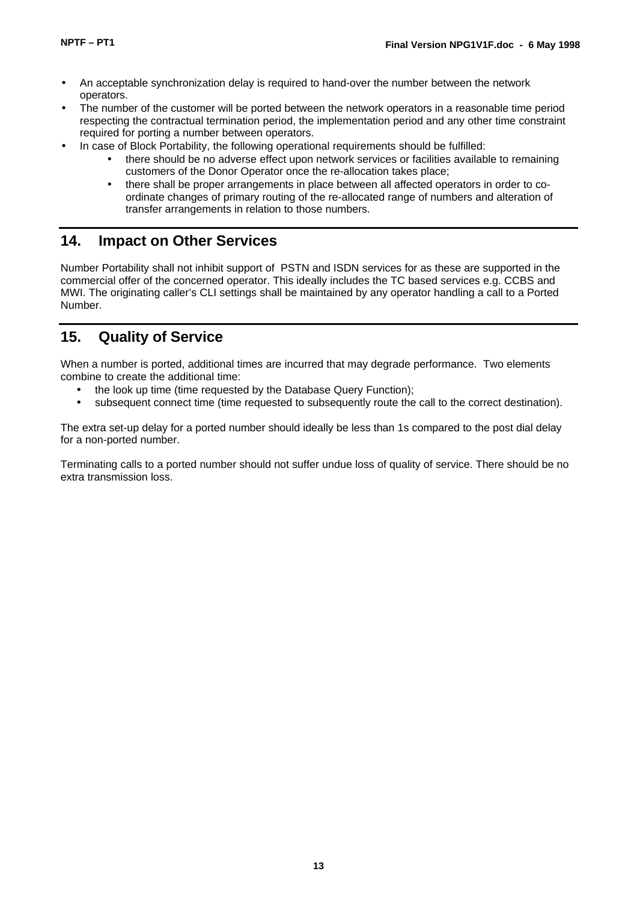- An acceptable synchronization delay is required to hand-over the number between the network operators.
- The number of the customer will be ported between the network operators in a reasonable time period respecting the contractual termination period, the implementation period and any other time constraint required for porting a number between operators.
- In case of Block Portability, the following operational requirements should be fulfilled:
    - there should be no adverse effect upon network services or facilities available to remaining customers of the Donor Operator once the re-allocation takes place;
    - there shall be proper arrangements in place between all affected operators in order to co-ordinate changes of primary routing of the re-allocated range of numbers and alteration of transfer arrangements in relation to those numbers.

## 14. Impact on Other Services

Number Portability shall not inhibit support of PSTN and ISDN services for as these are supported in the commercial offer of the concerned operator. This ideally includes the TC based services e.g. CCBS and MWI. The originating caller's CLI settings shall be maintained by any operator handling a call to a Ported Number.

## 15. Quality of Service

When a number is ported, additional times are incurred that may degrade performance. Two elements combine to create the additional time:

- the look up time (time requested by the Database Query Function);
- subsequent connect time (time requested to subsequently route the call to the correct destination).

The extra set-up delay for a ported number should ideally be less than 1s compared to the post dial delay for a non-ported number.

Terminating calls to a ported number should not suffer undue loss of quality of service. There should be no extra transmission loss.